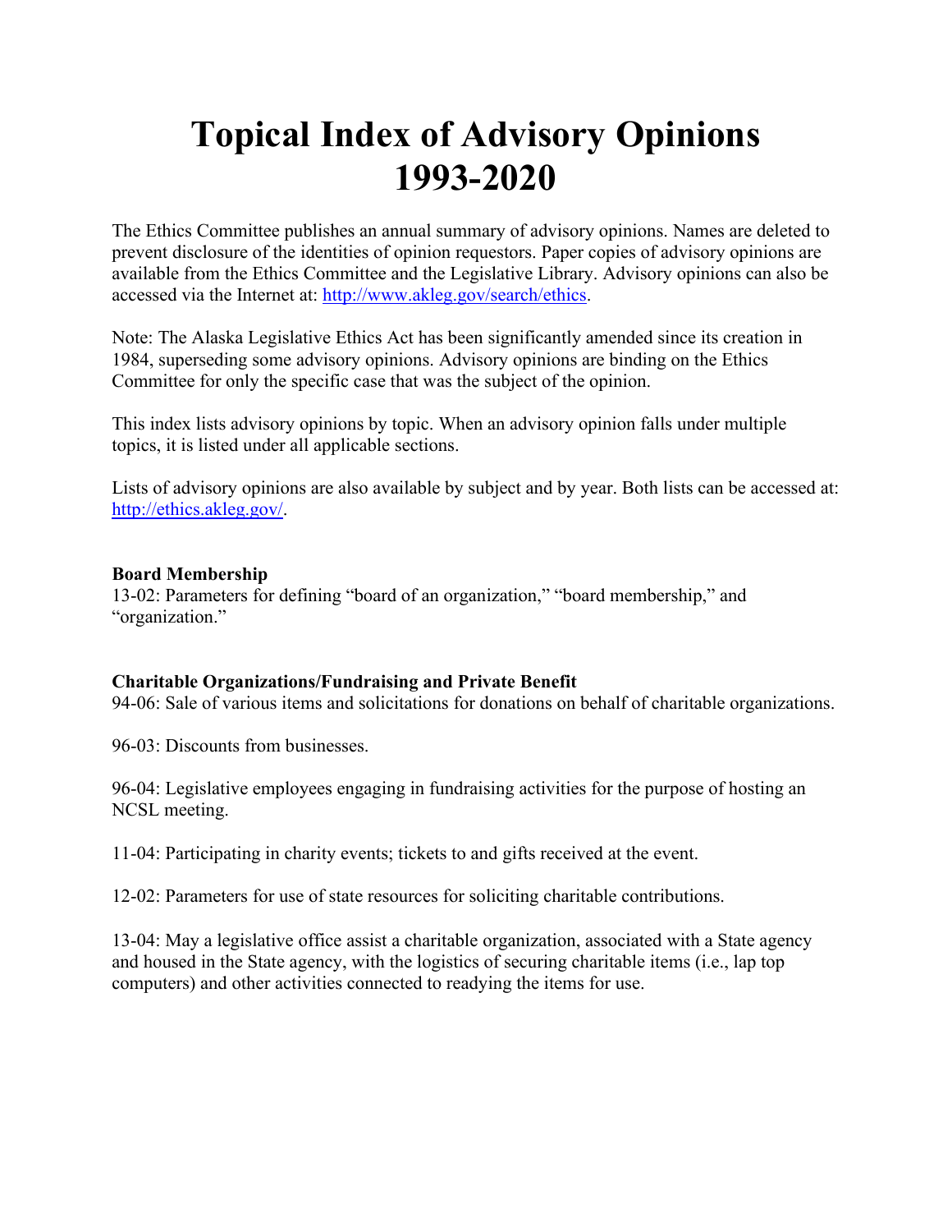# Topical Index of Advisory Opinions 1993-2020

The Ethics Committee publishes an annual summary of advisory opinions. Names are deleted to prevent disclosure of the identities of opinion requestors. Paper copies of advisory opinions are available from the Ethics Committee and the Legislative Library. Advisory opinions can also be accessed via the Internet at: [http://www.akleg.gov/search/ethics](http://www.akleg.gov/search/ethics).

Note: The Alaska Legislative Ethics Act has been significantly amended since its creation in 1984, superseding some advisory opinions. Advisory opinions are binding on the Ethics Committee for only the specific case that was the subject of the opinion.

This index lists advisory opinions by topic. When an advisory opinion falls under multiple topics, it is listed under all applicable sections.

Lists of advisory opinions are also available by subject and by year. Both lists can be accessed at: [http://ethics.akleg.gov/](http://ethics.akleg.gov/).

**Board Membership**

13-02: Parameters for defining "board of an organization," "board membership," and "organization."

**Charitable Organizations/Fundraising and Private Benefit**

94-06: Sale of various items and solicitations for donations on behalf of charitable organizations.

96-03: Discounts from businesses.

96-04: Legislative employees engaging in fundraising activities for the purpose of hosting an NCSL meeting.

11-04: Participating in charity events; tickets to and gifts received at the event.

12-02: Parameters for use of state resources for soliciting charitable contributions.

13-04: May a legislative office assist a charitable organization, associated with a State agency and housed in the State agency, with the logistics of securing charitable items (i.e., lap top computers) and other activities connected to readying the items for use.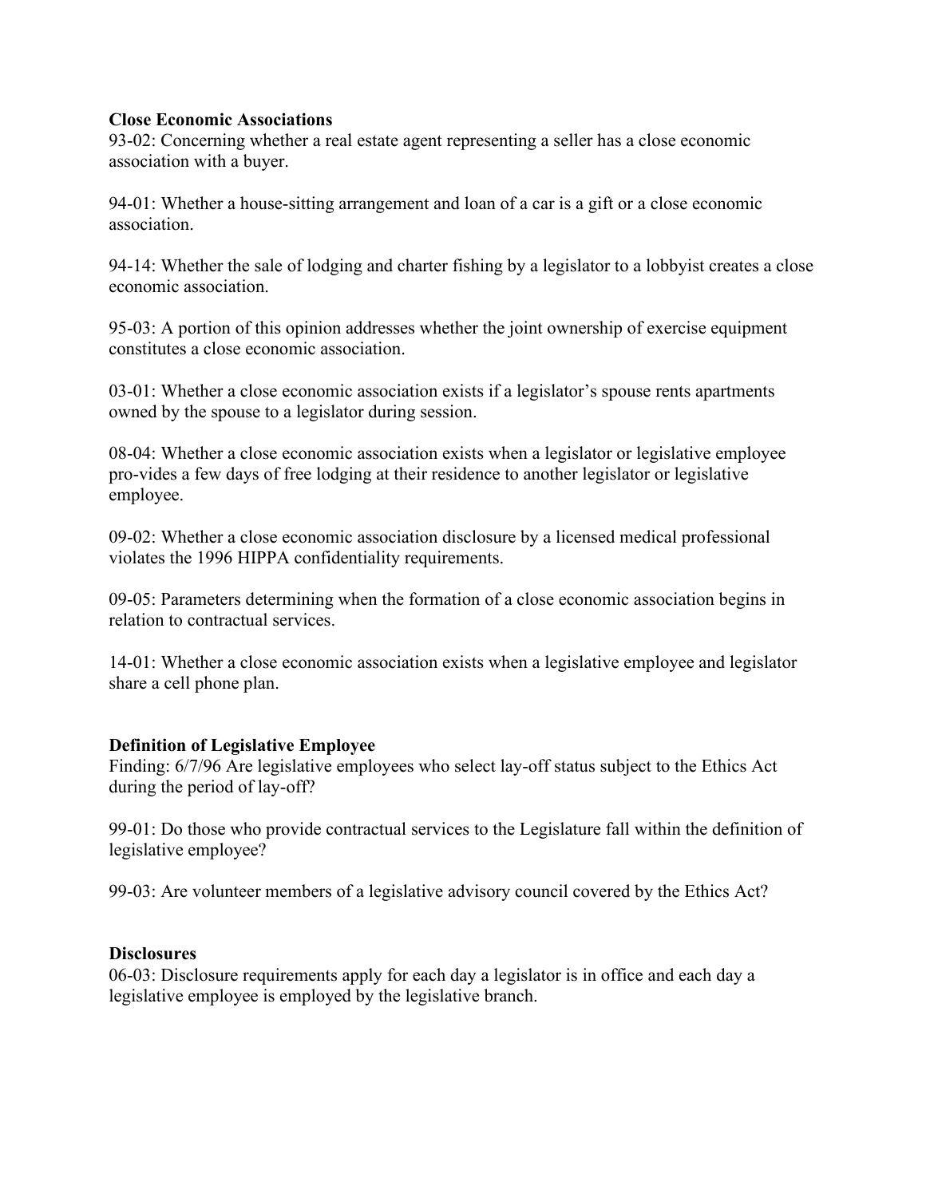**Close Economic Associations**

93-02: Concerning whether a real estate agent representing a seller has a close economic association with a buyer.

94-01: Whether a house-sitting arrangement and loan of a car is a gift or a close economic association.

94-14: Whether the sale of lodging and charter fishing by a legislator to a lobbyist creates a close economic association.

95-03: A portion of this opinion addresses whether the joint ownership of exercise equipment constitutes a close economic association.

03-01: Whether a close economic association exists if a legislator's spouse rents apartments owned by the spouse to a legislator during session.

08-04: Whether a close economic association exists when a legislator or legislative employee pro-vides a few days of free lodging at their residence to another legislator or legislative employee.

09-02: Whether a close economic association disclosure by a licensed medical professional violates the 1996 HIPPA confidentiality requirements.

09-05: Parameters determining when the formation of a close economic association begins in relation to contractual services.

14-01: Whether a close economic association exists when a legislative employee and legislator share a cell phone plan.

**Definition of Legislative Employee**

Finding: 6/7/96 Are legislative employees who select lay-off status subject to the Ethics Act during the period of lay-off?

99-01: Do those who provide contractual services to the Legislature fall within the definition of legislative employee?

99-03: Are volunteer members of a legislative advisory council covered by the Ethics Act?

**Disclosures**

06-03: Disclosure requirements apply for each day a legislator is in office and each day a legislative employee is employed by the legislative branch.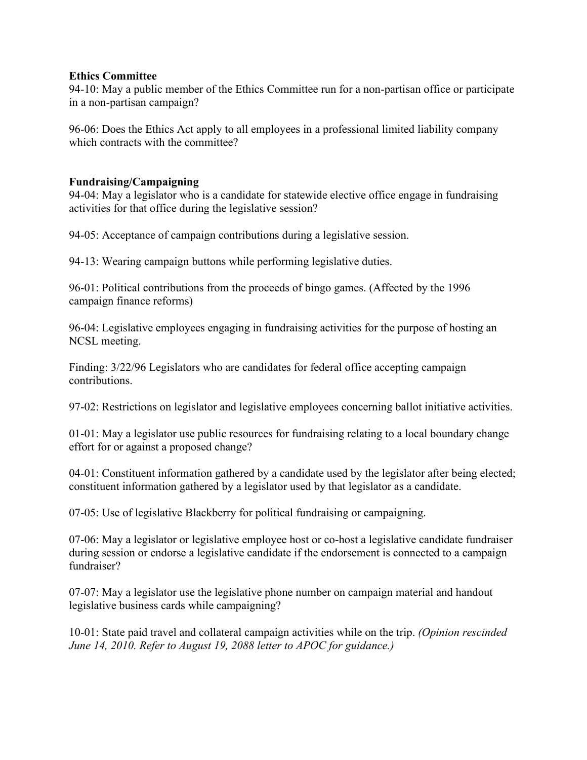**Ethics Committee**

94-10: May a public member of the Ethics Committee run for a non-partisan office or participate in a non-partisan campaign?

96-06: Does the Ethics Act apply to all employees in a professional limited liability company which contracts with the committee?

**Fundraising/Campaigning**

94-04: May a legislator who is a candidate for statewide elective office engage in fundraising activities for that office during the legislative session?

94-05: Acceptance of campaign contributions during a legislative session.

94-13: Wearing campaign buttons while performing legislative duties.

96-01: Political contributions from the proceeds of bingo games. (Affected by the 1996 campaign finance reforms)

96-04: Legislative employees engaging in fundraising activities for the purpose of hosting an NCSL meeting.

Finding: 3/22/96 Legislators who are candidates for federal office accepting campaign contributions.

97-02: Restrictions on legislator and legislative employees concerning ballot initiative activities.

01-01: May a legislator use public resources for fundraising relating to a local boundary change effort for or against a proposed change?

04-01: Constituent information gathered by a candidate used by the legislator after being elected; constituent information gathered by a legislator used by that legislator as a candidate.

07-05: Use of legislative Blackberry for political fundraising or campaigning.

07-06: May a legislator or legislative employee host or co-host a legislative candidate fundraiser during session or endorse a legislative candidate if the endorsement is connected to a campaign fundraiser?

07-07: May a legislator use the legislative phone number on campaign material and handout legislative business cards while campaigning?

10-01: State paid travel and collateral campaign activities while on the trip. *(Opinion rescinded June 14, 2010. Refer to August 19, 2088 letter to APOC for guidance.)*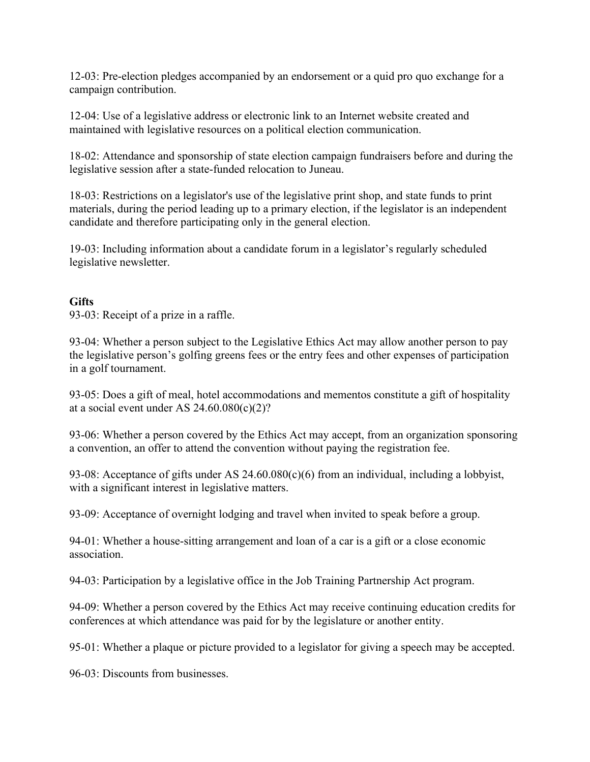12-03: Pre-election pledges accompanied by an endorsement or a quid pro quo exchange for a campaign contribution.

12-04: Use of a legislative address or electronic link to an Internet website created and maintained with legislative resources on a political election communication.

18-02: Attendance and sponsorship of state election campaign fundraisers before and during the legislative session after a state-funded relocation to Juneau.

18-03: Restrictions on a legislator's use of the legislative print shop, and state funds to print materials, during the period leading up to a primary election, if the legislator is an independent candidate and therefore participating only in the general election.

19-03: Including information about a candidate forum in a legislator's regularly scheduled legislative newsletter.

**Gifts**

93-03: Receipt of a prize in a raffle.

93-04: Whether a person subject to the Legislative Ethics Act may allow another person to pay the legislative person's golfing greens fees or the entry fees and other expenses of participation in a golf tournament.

93-05: Does a gift of meal, hotel accommodations and mementos constitute a gift of hospitality at a social event under AS 24.60.080(c)(2)?

93-06: Whether a person covered by the Ethics Act may accept, from an organization sponsoring a convention, an offer to attend the convention without paying the registration fee.

93-08: Acceptance of gifts under AS 24.60.080(c)(6) from an individual, including a lobbyist, with a significant interest in legislative matters.

93-09: Acceptance of overnight lodging and travel when invited to speak before a group.

94-01: Whether a house-sitting arrangement and loan of a car is a gift or a close economic association.

94-03: Participation by a legislative office in the Job Training Partnership Act program.

94-09: Whether a person covered by the Ethics Act may receive continuing education credits for conferences at which attendance was paid for by the legislature or another entity.

95-01: Whether a plaque or picture provided to a legislator for giving a speech may be accepted.

96-03: Discounts from businesses.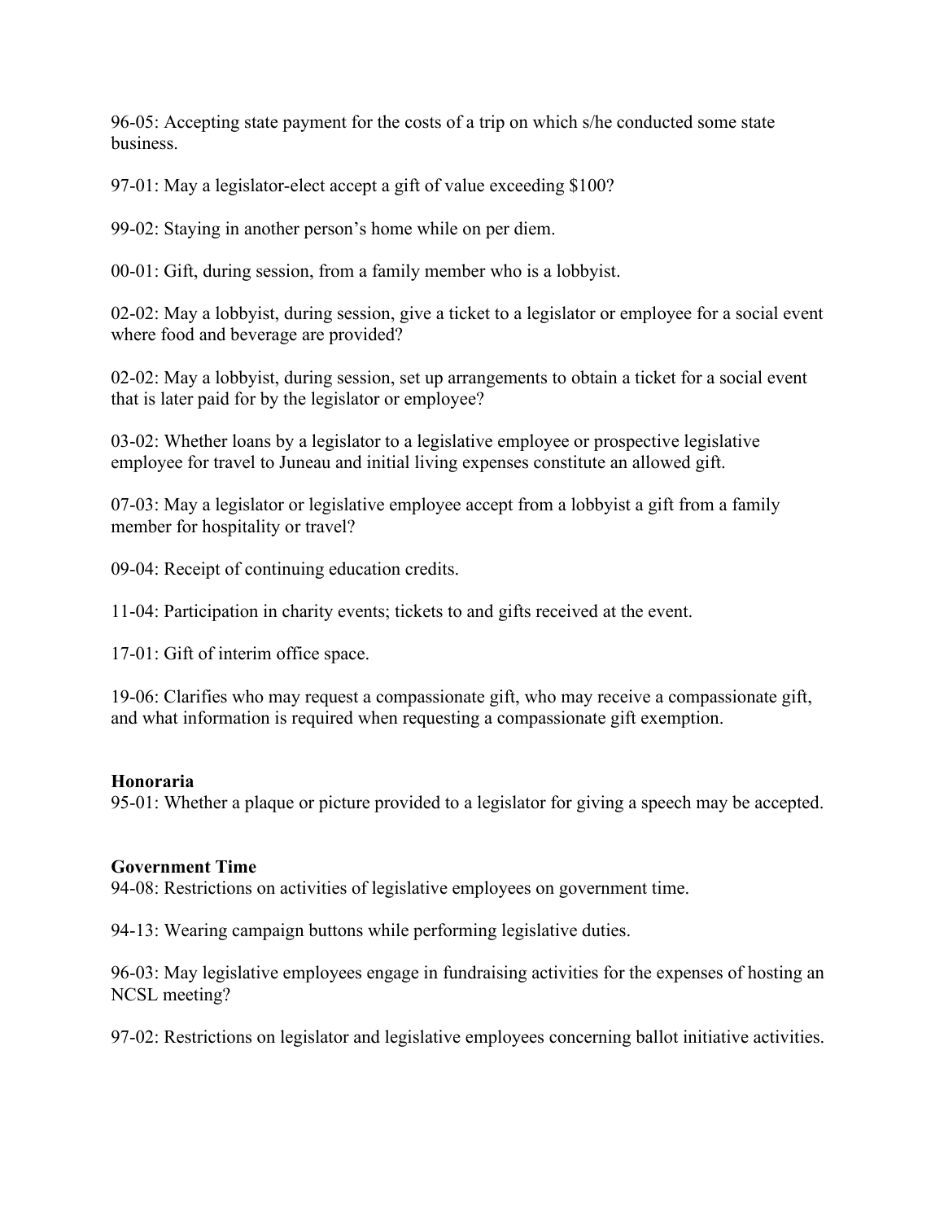96-05: Accepting state payment for the costs of a trip on which s/he conducted some state business.

97-01: May a legislator-elect accept a gift of value exceeding $100?

99-02: Staying in another person's home while on per diem.

00-01: Gift, during session, from a family member who is a lobbyist.

02-02: May a lobbyist, during session, give a ticket to a legislator or employee for a social event where food and beverage are provided?

02-02: May a lobbyist, during session, set up arrangements to obtain a ticket for a social event that is later paid for by the legislator or employee?

03-02: Whether loans by a legislator to a legislative employee or prospective legislative employee for travel to Juneau and initial living expenses constitute an allowed gift.

07-03: May a legislator or legislative employee accept from a lobbyist a gift from a family member for hospitality or travel?

09-04: Receipt of continuing education credits.

11-04: Participation in charity events; tickets to and gifts received at the event.

17-01: Gift of interim office space.

19-06: Clarifies who may request a compassionate gift, who may receive a compassionate gift, and what information is required when requesting a compassionate gift exemption.

**Honoraria**

95-01: Whether a plaque or picture provided to a legislator for giving a speech may be accepted.

**Government Time**

94-08: Restrictions on activities of legislative employees on government time.

94-13: Wearing campaign buttons while performing legislative duties.

96-03: May legislative employees engage in fundraising activities for the expenses of hosting an NCSL meeting?

97-02: Restrictions on legislator and legislative employees concerning ballot initiative activities.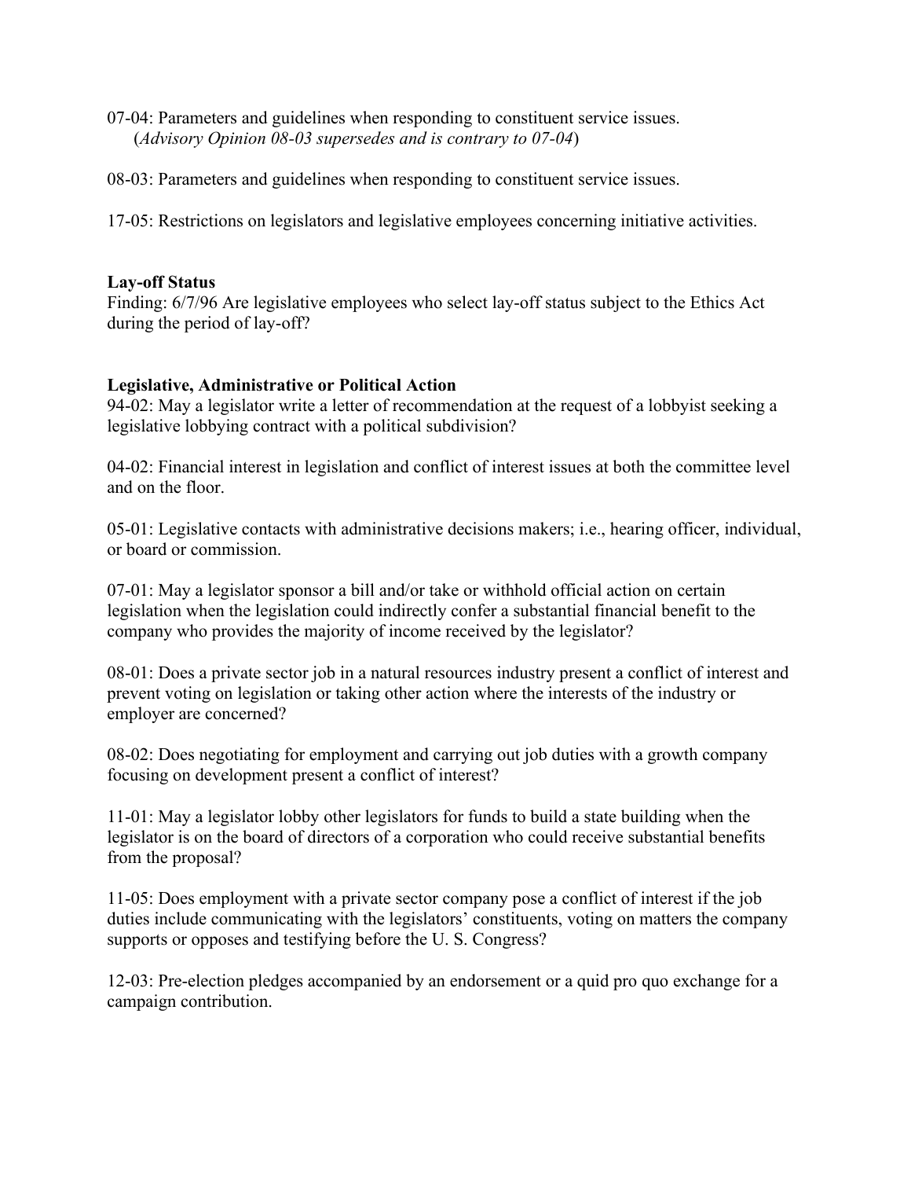07-04: Parameters and guidelines when responding to constituent service issues.
(*Advisory Opinion 08-03 supersedes and is contrary to 07-04*)

08-03: Parameters and guidelines when responding to constituent service issues.

17-05: Restrictions on legislators and legislative employees concerning initiative activities.

**Lay-off Status**

Finding: 6/7/96 Are legislative employees who select lay-off status subject to the Ethics Act during the period of lay-off?

**Legislative, Administrative or Political Action**

94-02: May a legislator write a letter of recommendation at the request of a lobbyist seeking a legislative lobbying contract with a political subdivision?

04-02: Financial interest in legislation and conflict of interest issues at both the committee level and on the floor.

05-01: Legislative contacts with administrative decisions makers; i.e., hearing officer, individual, or board or commission.

07-01: May a legislator sponsor a bill and/or take or withhold official action on certain legislation when the legislation could indirectly confer a substantial financial benefit to the company who provides the majority of income received by the legislator?

08-01: Does a private sector job in a natural resources industry present a conflict of interest and prevent voting on legislation or taking other action where the interests of the industry or employer are concerned?

08-02: Does negotiating for employment and carrying out job duties with a growth company focusing on development present a conflict of interest?

11-01: May a legislator lobby other legislators for funds to build a state building when the legislator is on the board of directors of a corporation who could receive substantial benefits from the proposal?

11-05: Does employment with a private sector company pose a conflict of interest if the job duties include communicating with the legislators' constituents, voting on matters the company supports or opposes and testifying before the U. S. Congress?

12-03: Pre-election pledges accompanied by an endorsement or a quid pro quo exchange for a campaign contribution.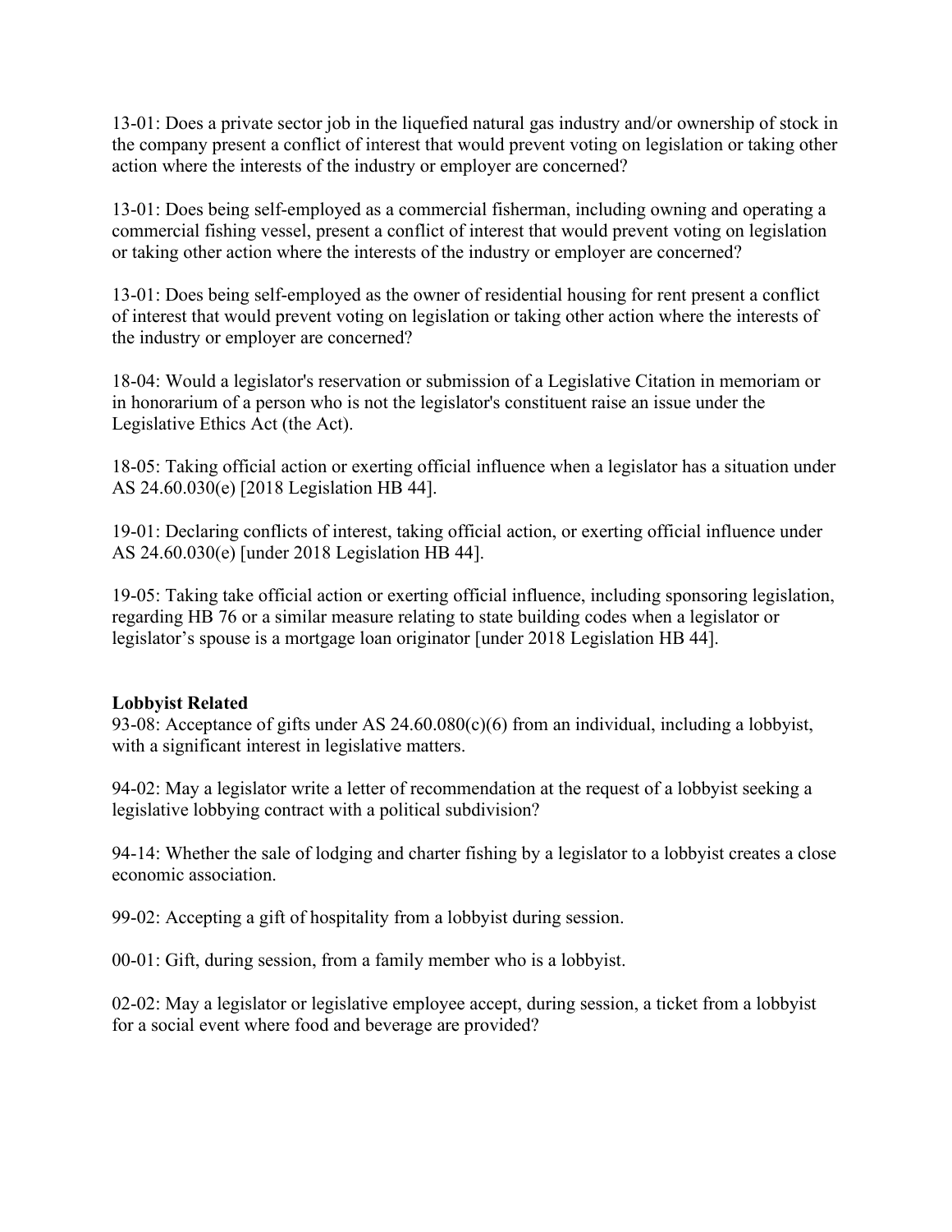13-01: Does a private sector job in the liquefied natural gas industry and/or ownership of stock in the company present a conflict of interest that would prevent voting on legislation or taking other action where the interests of the industry or employer are concerned?

13-01: Does being self-employed as a commercial fisherman, including owning and operating a commercial fishing vessel, present a conflict of interest that would prevent voting on legislation or taking other action where the interests of the industry or employer are concerned?

13-01: Does being self-employed as the owner of residential housing for rent present a conflict of interest that would prevent voting on legislation or taking other action where the interests of the industry or employer are concerned?

18-04: Would a legislator's reservation or submission of a Legislative Citation in memoriam or in honorarium of a person who is not the legislator's constituent raise an issue under the Legislative Ethics Act (the Act).

18-05: Taking official action or exerting official influence when a legislator has a situation under AS 24.60.030(e) [2018 Legislation HB 44].

19-01: Declaring conflicts of interest, taking official action, or exerting official influence under AS 24.60.030(e) [under 2018 Legislation HB 44].

19-05: Taking take official action or exerting official influence, including sponsoring legislation, regarding HB 76 or a similar measure relating to state building codes when a legislator or legislator's spouse is a mortgage loan originator [under 2018 Legislation HB 44].

**Lobbyist Related**

93-08: Acceptance of gifts under AS 24.60.080(c)(6) from an individual, including a lobbyist, with a significant interest in legislative matters.

94-02: May a legislator write a letter of recommendation at the request of a lobbyist seeking a legislative lobbying contract with a political subdivision?

94-14: Whether the sale of lodging and charter fishing by a legislator to a lobbyist creates a close economic association.

99-02: Accepting a gift of hospitality from a lobbyist during session.

00-01: Gift, during session, from a family member who is a lobbyist.

02-02: May a legislator or legislative employee accept, during session, a ticket from a lobbyist for a social event where food and beverage are provided?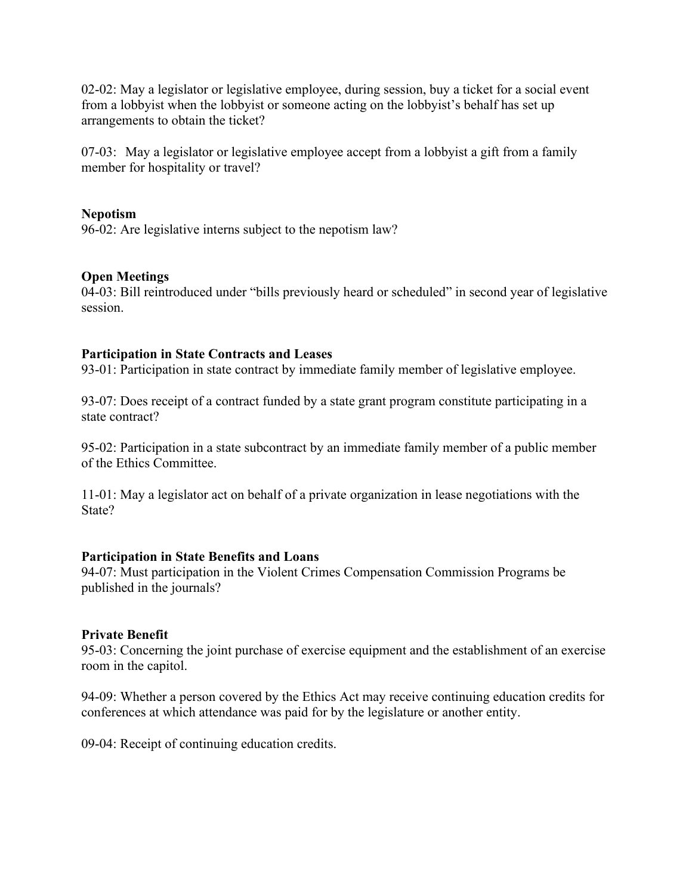02-02: May a legislator or legislative employee, during session, buy a ticket for a social event from a lobbyist when the lobbyist or someone acting on the lobbyist's behalf has set up arrangements to obtain the ticket?

07-03: May a legislator or legislative employee accept from a lobbyist a gift from a family member for hospitality or travel?

**Nepotism**

96-02: Are legislative interns subject to the nepotism law?

**Open Meetings**

04-03: Bill reintroduced under "bills previously heard or scheduled" in second year of legislative session.

**Participation in State Contracts and Leases**

93-01: Participation in state contract by immediate family member of legislative employee.

93-07: Does receipt of a contract funded by a state grant program constitute participating in a state contract?

95-02: Participation in a state subcontract by an immediate family member of a public member of the Ethics Committee.

11-01: May a legislator act on behalf of a private organization in lease negotiations with the State?

**Participation in State Benefits and Loans**

94-07: Must participation in the Violent Crimes Compensation Commission Programs be published in the journals?

**Private Benefit**

95-03: Concerning the joint purchase of exercise equipment and the establishment of an exercise room in the capitol.

94-09: Whether a person covered by the Ethics Act may receive continuing education credits for conferences at which attendance was paid for by the legislature or another entity.

09-04: Receipt of continuing education credits.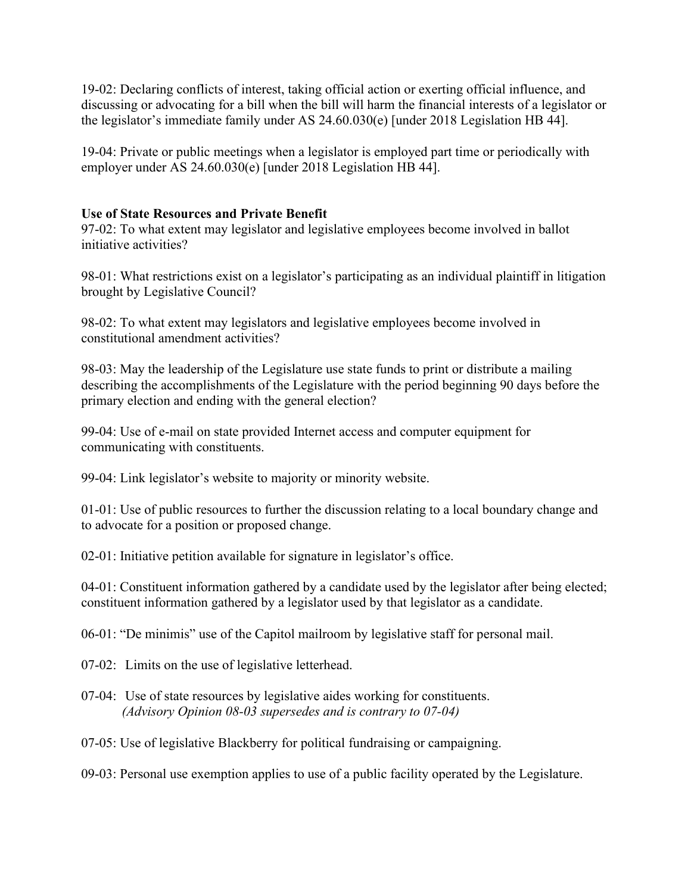19-02: Declaring conflicts of interest, taking official action or exerting official influence, and discussing or advocating for a bill when the bill will harm the financial interests of a legislator or the legislator's immediate family under AS 24.60.030(e) [under 2018 Legislation HB 44].

19-04: Private or public meetings when a legislator is employed part time or periodically with employer under AS 24.60.030(e) [under 2018 Legislation HB 44].

**Use of State Resources and Private Benefit**

97-02: To what extent may legislator and legislative employees become involved in ballot initiative activities?

98-01: What restrictions exist on a legislator's participating as an individual plaintiff in litigation brought by Legislative Council?

98-02: To what extent may legislators and legislative employees become involved in constitutional amendment activities?

98-03: May the leadership of the Legislature use state funds to print or distribute a mailing describing the accomplishments of the Legislature with the period beginning 90 days before the primary election and ending with the general election?

99-04: Use of e-mail on state provided Internet access and computer equipment for communicating with constituents.

99-04: Link legislator's website to majority or minority website.

01-01: Use of public resources to further the discussion relating to a local boundary change and to advocate for a position or proposed change.

02-01: Initiative petition available for signature in legislator's office.

04-01: Constituent information gathered by a candidate used by the legislator after being elected; constituent information gathered by a legislator used by that legislator as a candidate.

06-01: "De minimis" use of the Capitol mailroom by legislative staff for personal mail.

07-02: Limits on the use of legislative letterhead.

07-04: Use of state resources by legislative aides working for constituents.
*(Advisory Opinion 08-03 supersedes and is contrary to 07-04)*

07-05: Use of legislative Blackberry for political fundraising or campaigning.

09-03: Personal use exemption applies to use of a public facility operated by the Legislature.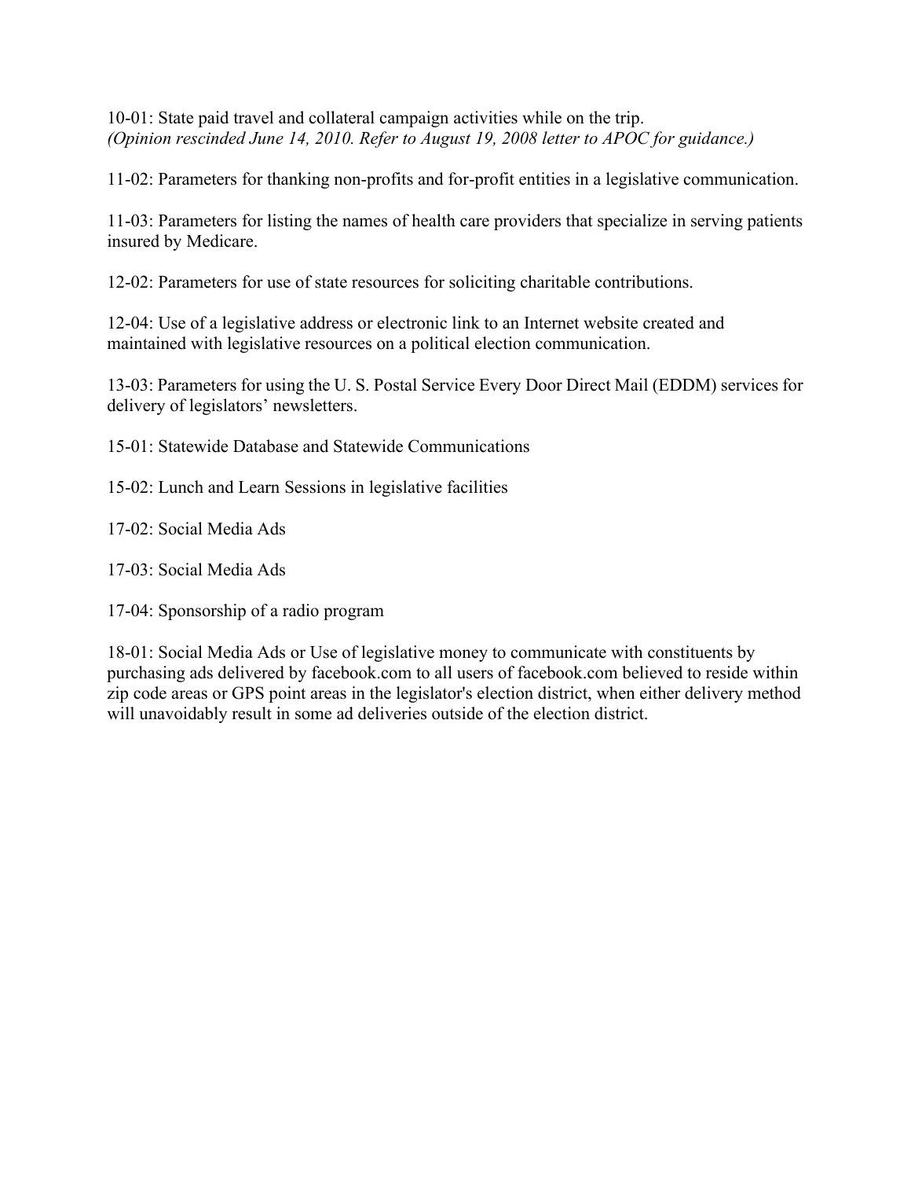10-01: State paid travel and collateral campaign activities while on the trip.
*(Opinion rescinded June 14, 2010. Refer to August 19, 2008 letter to APOC for guidance.)*

11-02: Parameters for thanking non-profits and for-profit entities in a legislative communication.

11-03: Parameters for listing the names of health care providers that specialize in serving patients insured by Medicare.

12-02: Parameters for use of state resources for soliciting charitable contributions.

12-04: Use of a legislative address or electronic link to an Internet website created and maintained with legislative resources on a political election communication.

13-03: Parameters for using the U. S. Postal Service Every Door Direct Mail (EDDM) services for delivery of legislators' newsletters.

15-01: Statewide Database and Statewide Communications

15-02: Lunch and Learn Sessions in legislative facilities

17-02: Social Media Ads

17-03: Social Media Ads

17-04: Sponsorship of a radio program

18-01: Social Media Ads or Use of legislative money to communicate with constituents by purchasing ads delivered by facebook.com to all users of facebook.com believed to reside within zip code areas or GPS point areas in the legislator's election district, when either delivery method will unavoidably result in some ad deliveries outside of the election district.